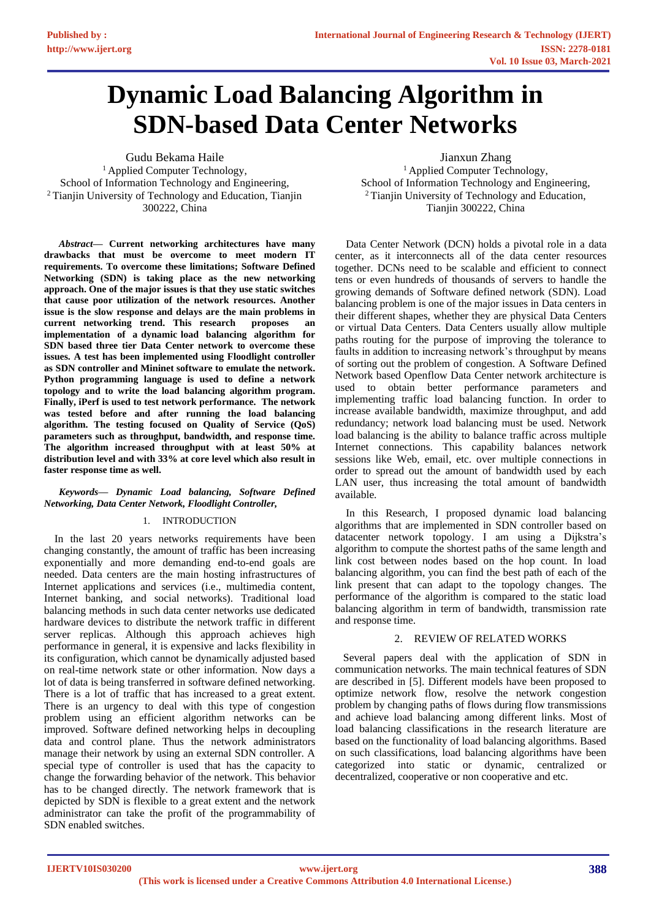# Dynamic Load Balancing Algorithm in SDN-based Data Center Networks

Gudu Bekama Haile
[1] Applied Computer Technology,
School of Information Technology and Engineering,
[2] Tianjin University of Technology and Education, Tianjin 300222, China

Jianxun Zhang
[1] Applied Computer Technology,
School of Information Technology and Engineering,
[2] Tianjin University of Technology and Education,
Tianjin 300222, China

***Abstract*— Current networking architectures have many drawbacks that must be overcome to meet modern IT requirements. To overcome these limitations; Software Defined Networking (SDN) is taking place as the new networking approach. One of the major issues is that they use static switches that cause poor utilization of the network resources. Another issue is the slow response and delays are the main problems in current networking trend. This research proposes an implementation of a dynamic load balancing algorithm for SDN based three tier Data Center network to overcome these issues. A test has been implemented using Floodlight controller as SDN controller and Mininet software to emulate the network. Python programming language is used to define a network topology and to write the load balancing algorithm program. Finally, iPerf is used to test network performance. The network was tested before and after running the load balancing algorithm. The testing focused on Quality of Service (QoS) parameters such as throughput, bandwidth, and response time. The algorithm increased throughput with at least 50% at distribution level and with 33% at core level which also result in faster response time as well.**

***Keywords*— *Dynamic Load balancing, Software Defined Networking, Data Center Network, Floodlight Controller,***

## 1. INTRODUCTION

In the last 20 years networks requirements have been changing constantly, the amount of traffic has been increasing exponentially and more demanding end-to-end goals are needed. Data centers are the main hosting infrastructures of Internet applications and services (i.e., multimedia content, Internet banking, and social networks). Traditional load balancing methods in such data center networks use dedicated hardware devices to distribute the network traffic in different server replicas. Although this approach achieves high performance in general, it is expensive and lacks flexibility in its configuration, which cannot be dynamically adjusted based on real-time network state or other information. Now days a lot of data is being transferred in software defined networking. There is a lot of traffic that has increased to a great extent. There is an urgency to deal with this type of congestion problem using an efficient algorithm networks can be improved. Software defined networking helps in decoupling data and control plane. Thus the network administrators manage their network by using an external SDN controller. A special type of controller is used that has the capacity to change the forwarding behavior of the network. This behavior has to be changed directly. The network framework that is depicted by SDN is flexible to a great extent and the network administrator can take the profit of the programmability of SDN enabled switches.

Data Center Network (DCN) holds a pivotal role in a data center, as it interconnects all of the data center resources together. DCNs need to be scalable and efficient to connect tens or even hundreds of thousands of servers to handle the growing demands of Software defined network (SDN). Load balancing problem is one of the major issues in Data centers in their different shapes, whether they are physical Data Centers or virtual Data Centers. Data Centers usually allow multiple paths routing for the purpose of improving the tolerance to faults in addition to increasing network's throughput by means of sorting out the problem of congestion. A Software Defined Network based Openflow Data Center network architecture is used to obtain better performance parameters and implementing traffic load balancing function. In order to increase available bandwidth, maximize throughput, and add redundancy; network load balancing must be used. Network load balancing is the ability to balance traffic across multiple Internet connections. This capability balances network sessions like Web, email, etc. over multiple connections in order to spread out the amount of bandwidth used by each LAN user, thus increasing the total amount of bandwidth available.

In this Research, I proposed dynamic load balancing algorithms that are implemented in SDN controller based on datacenter network topology. I am using a Dijkstra's algorithm to compute the shortest paths of the same length and link cost between nodes based on the hop count. In load balancing algorithm, you can find the best path of each of the link present that can adapt to the topology changes. The performance of the algorithm is compared to the static load balancing algorithm in term of bandwidth, transmission rate and response time.

## 2. REVIEW OF RELATED WORKS

Several papers deal with the application of SDN in communication networks. The main technical features of SDN are described in [5]. Different models have been proposed to optimize network flow, resolve the network congestion problem by changing paths of flows during flow transmissions and achieve load balancing among different links. Most of load balancing classifications in the research literature are based on the functionality of load balancing algorithms. Based on such classifications, load balancing algorithms have been categorized into static or dynamic, centralized or decentralized, cooperative or non cooperative and etc.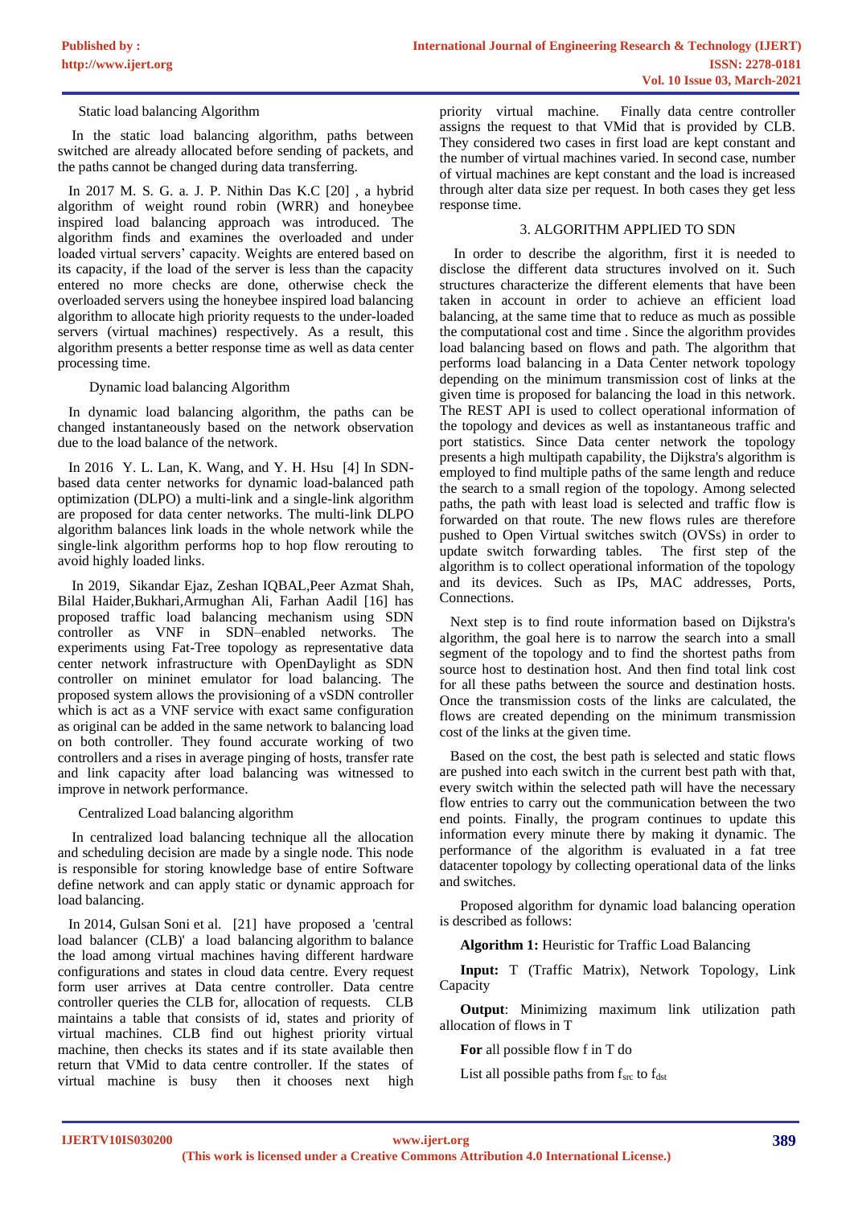Static load balancing Algorithm

In the static load balancing algorithm, paths between switched are already allocated before sending of packets, and the paths cannot be changed during data transferring.

In 2017 M. S. G. a. J. P. Nithin Das K.C [20] , a hybrid algorithm of weight round robin (WRR) and honeybee inspired load balancing approach was introduced. The algorithm finds and examines the overloaded and under loaded virtual servers' capacity. Weights are entered based on its capacity, if the load of the server is less than the capacity entered no more checks are done, otherwise check the overloaded servers using the honeybee inspired load balancing algorithm to allocate high priority requests to the under-loaded servers (virtual machines) respectively. As a result, this algorithm presents a better response time as well as data center processing time.

Dynamic load balancing Algorithm

In dynamic load balancing algorithm, the paths can be changed instantaneously based on the network observation due to the load balance of the network.

In 2016 Y. L. Lan, K. Wang, and Y. H. Hsu [4] In SDN-based data center networks for dynamic load-balanced path optimization (DLPO) a multi-link and a single-link algorithm are proposed for data center networks. The multi-link DLPO algorithm balances link loads in the whole network while the single-link algorithm performs hop to hop flow rerouting to avoid highly loaded links.

In 2019, Sikandar Ejaz, Zeshan IQBAL,Peer Azmat Shah, Bilal Haider,Bukhari,Armughan Ali, Farhan Aadil [16] has proposed traffic load balancing mechanism using SDN controller as VNF in SDN–enabled networks. The experiments using Fat-Tree topology as representative data center network infrastructure with OpenDaylight as SDN controller on mininet emulator for load balancing. The proposed system allows the provisioning of a vSDN controller which is act as a VNF service with exact same configuration as original can be added in the same network to balancing load on both controller. They found accurate working of two controllers and a rises in average pinging of hosts, transfer rate and link capacity after load balancing was witnessed to improve in network performance.

Centralized Load balancing algorithm

In centralized load balancing technique all the allocation and scheduling decision are made by a single node. This node is responsible for storing knowledge base of entire Software define network and can apply static or dynamic approach for load balancing.

In 2014, Gulsan Soni et al. [21] have proposed a 'central load balancer (CLB)' a load balancing algorithm to balance the load among virtual machines having different hardware configurations and storing requests in cloud data centre. Every request form user arrives at Data centre controller. Data centre controller queries the CLB for, allocation of requests. CLB maintains a table that consists of id, states and priority of virtual machines. CLB find out highest priority virtual machine, then checks its states and if its state available then return that VMid to data centre controller. If the states of virtual machine is busy then it chooses next high priority virtual machine. Finally data centre controller assigns the request to that VMid that is provided by CLB. They considered two cases in first load are kept constant and the number of virtual machines varied. In second case, number of virtual machines are kept constant and the load is increased through alter data size per request. In both cases they get less response time.

## 3. ALGORITHM APPLIED TO SDN

In order to describe the algorithm, first it is needed to disclose the different data structures involved on it. Such structures characterize the different elements that have been taken in account in order to achieve an efficient load balancing, at the same time that to reduce as much as possible the computational cost and time . Since the algorithm provides load balancing based on flows and path. The algorithm that performs load balancing in a Data Center network topology depending on the minimum transmission cost of links at the given time is proposed for balancing the load in this network. The REST API is used to collect operational information of the topology and devices as well as instantaneous traffic and port statistics. Since Data center network the topology presents a high multipath capability, the Dijkstra's algorithm is employed to find multiple paths of the same length and reduce the search to a small region of the topology. Among selected paths, the path with least load is selected and traffic flow is forwarded on that route. The new flows rules are therefore pushed to Open Virtual switches switch (OVSs) in order to update switch forwarding tables. The first step of the algorithm is to collect operational information of the topology and its devices. Such as IPs, MAC addresses, Ports, Connections.

Next step is to find route information based on Dijkstra's algorithm, the goal here is to narrow the search into a small segment of the topology and to find the shortest paths from source host to destination host. And then find total link cost for all these paths between the source and destination hosts. Once the transmission costs of the links are calculated, the flows are created depending on the minimum transmission cost of the links at the given time.

Based on the cost, the best path is selected and static flows are pushed into each switch in the current best path with that, every switch within the selected path will have the necessary flow entries to carry out the communication between the two end points. Finally, the program continues to update this information every minute there by making it dynamic. The performance of the algorithm is evaluated in a fat tree datacenter topology by collecting operational data of the links and switches.

Proposed algorithm for dynamic load balancing operation is described as follows:

**Algorithm 1:** Heuristic for Traffic Load Balancing

**Input:** T (Traffic Matrix), Network Topology, Link Capacity

**Output**: Minimizing maximum link utilization path allocation of flows in T

**For** all possible flow f in T do

List all possible paths from $f_{src}$ to $f_{dst}$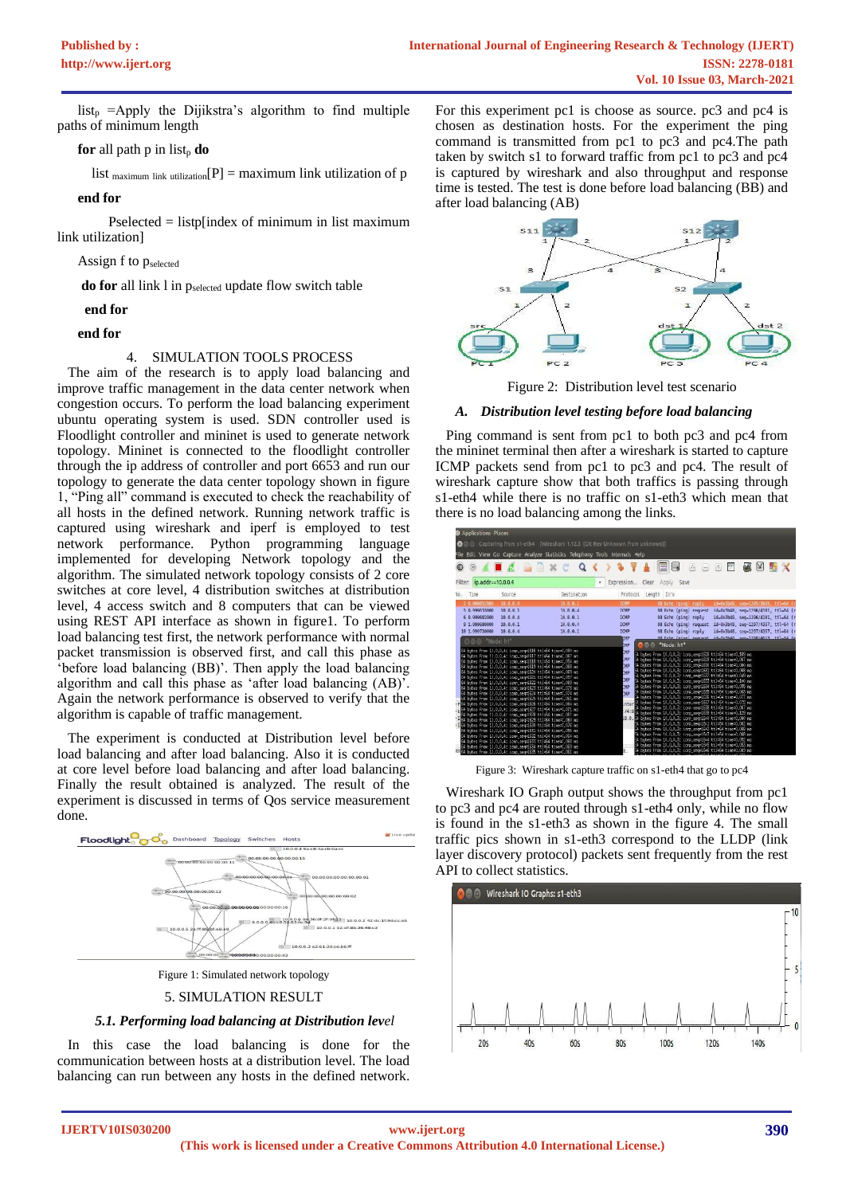$list_p$ =Apply the Dijikstra's algorithm to find multiple paths of minimum length

**for** all path p in $list_p$ **do**

list $_{maximum\ link\ utilization}$[P] = maximum link utilization of p

**end for**

Pselected = listp[index of minimum in list maximum link utilization]

Assign f to $p_{selected}$

**do for** all link l in $p_{selected}$ update flow switch table

**end for**

**end for**

## 4. SIMULATION TOOLS PROCESS

The aim of the research is to apply load balancing and improve traffic management in the data center network when congestion occurs. To perform the load balancing experiment ubuntu operating system is used. SDN controller used is Floodlight controller and mininet is used to generate network topology. Mininet is connected to the floodlight controller through the ip address of controller and port 6653 and run our topology to generate the data center topology shown in figure 1, "Ping all" command is executed to check the reachability of all hosts in the defined network. Running network traffic is captured using wireshark and iperf is employed to test network performance. Python programming language implemented for developing Network topology and the algorithm. The simulated network topology consists of 2 core switches at core level, 4 distribution switches at distribution level, 4 access switch and 8 computers that can be viewed using REST API interface as shown in figure1. To perform load balancing test first, the network performance with normal packet transmission is observed first, and call this phase as 'before load balancing (BB)'. Then apply the load balancing algorithm and call this phase as 'after load balancing (AB)'. Again the network performance is observed to verify that the algorithm is capable of traffic management.

The experiment is conducted at Distribution level before load balancing and after load balancing. Also it is conducted at core level before load balancing and after load balancing. Finally the result obtained is analyzed. The result of the experiment is discussed in terms of Qos service measurement done.

Figure 1: Simulated network topology

## 5. SIMULATION RESULT

### *5.1. Performing load balancing at Distribution level*

In this case the load balancing is done for the communication between hosts at a distribution level. The load balancing can run between any hosts in the defined network. For this experiment pc1 is choose as source. pc3 and pc4 is chosen as destination hosts. For the experiment the ping command is transmitted from pc1 to pc3 and pc4.The path taken by switch s1 to forward traffic from pc1 to pc3 and pc4 is captured by wireshark and also throughput and response time is tested. The test is done before load balancing (BB) and after load balancing (AB)

Figure 2: Distribution level test scenario

### *A. Distribution level testing before load balancing*

Ping command is sent from pc1 to both pc3 and pc4 from the mininet terminal then after a wireshark is started to capture ICMP packets send from pc1 to pc3 and pc4. The result of wireshark capture show that both traffics is passing through s1-eth4 while there is no traffic on s1-eth3 which mean that there is no load balancing among the links.

Figure 3: Wireshark capture traffic on s1-eth4 that go to pc4

Wireshark IO Graph output shows the throughput from pc1 to pc3 and pc4 are routed through s1-eth4 only, while no flow is found in the s1-eth3 as shown in the figure 4. The small traffic pics shown in s1-eth3 correspond to the LLDP (link layer discovery protocol) packets sent frequently from the rest API to collect statistics.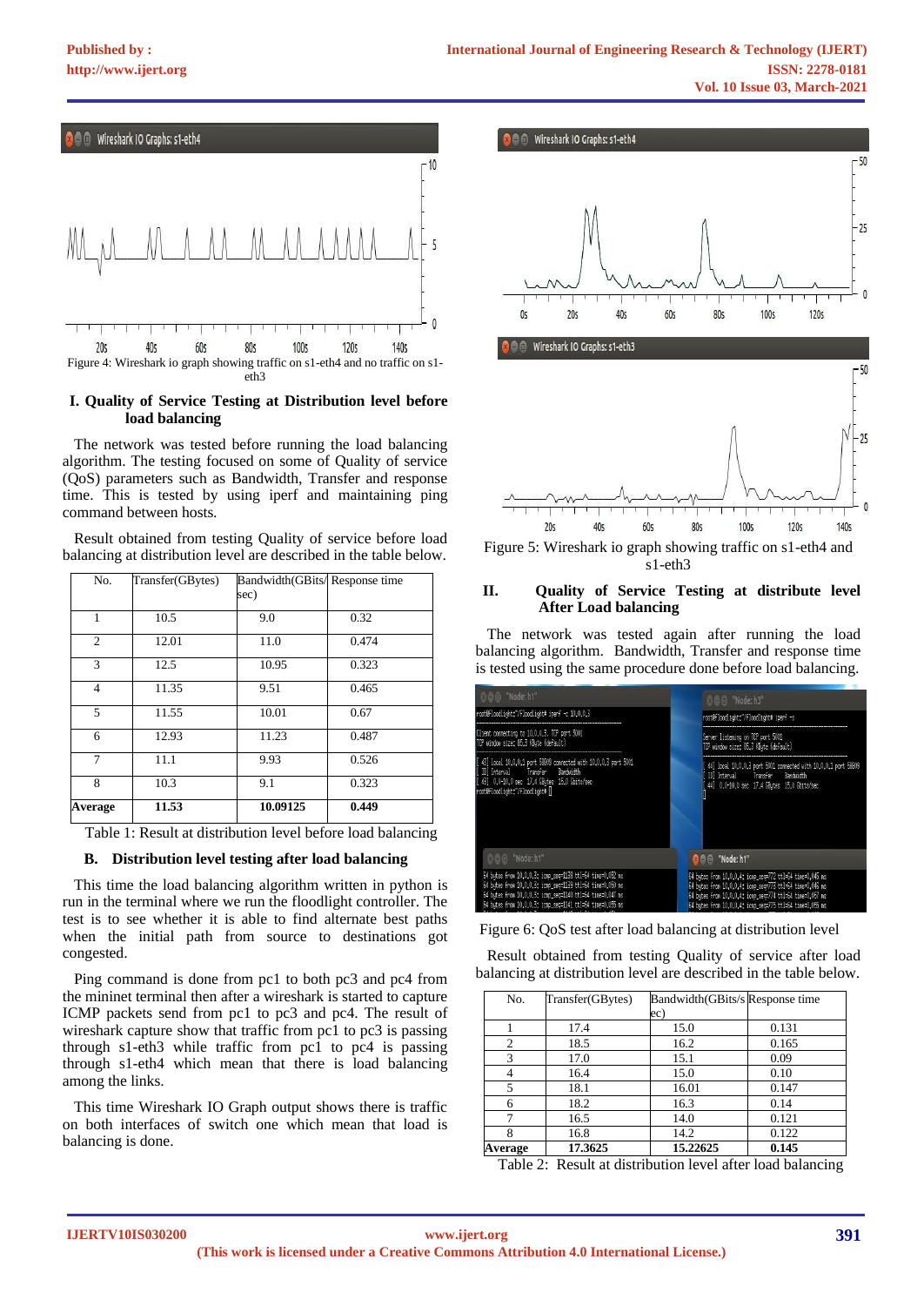Figure 4: Wireshark io graph showing traffic on s1-eth4 and no traffic on s1-eth3

## I. Quality of Service Testing at Distribution level before load balancing

The network was tested before running the load balancing algorithm. The testing focused on some of Quality of service (QoS) parameters such as Bandwidth, Transfer and response time. This is tested by using iperf and maintaining ping command between hosts.

Result obtained from testing Quality of service before load balancing at distribution level are described in the table below.

| No. | Transfer(GBytes) | Bandwidth(GBits/sec) | Response time |
|---|---|---|---|
| 1 | 10.5 | 9.0 | 0.32 |
| 2 | 12.01 | 11.0 | 0.474 |
| 3 | 12.5 | 10.95 | 0.323 |
| 4 | 11.35 | 9.51 | 0.465 |
| 5 | 11.55 | 10.01 | 0.67 |
| 6 | 12.93 | 11.23 | 0.487 |
| 7 | 11.1 | 9.93 | 0.526 |
| 8 | 10.3 | 9.1 | 0.323 |
| **Average** | **11.53** | **10.09125** | **0.449** |

Table 1: Result at distribution level before load balancing

### B. Distribution level testing after load balancing

This time the load balancing algorithm written in python is run in the terminal where we run the floodlight controller. The test is to see whether it is able to find alternate best paths when the initial path from source to destinations got congested.

Ping command is done from pc1 to both pc3 and pc4 from the mininet terminal then after a wireshark is started to capture ICMP packets send from pc1 to pc3 and pc4. The result of wireshark capture show that traffic from pc1 to pc3 is passing through s1-eth3 while traffic from pc1 to pc4 is passing through s1-eth4 which mean that there is load balancing among the links.

This time Wireshark IO Graph output shows there is traffic on both interfaces of switch one which mean that load is balancing is done.

Figure 5: Wireshark io graph showing traffic on s1-eth4 and s1-eth3

## II. Quality of Service Testing at distribute level After Load balancing

The network was tested again after running the load balancing algorithm. Bandwidth, Transfer and response time is tested using the same procedure done before load balancing.

Figure 6: QoS test after load balancing at distribution level

Result obtained from testing Quality of service after load balancing at distribution level are described in the table below.

| No. | Transfer(GBytes) | Bandwidth(GBits/sec) | Response time |
|---|---|---|---|
| 1 | 17.4 | 15.0 | 0.131 |
| 2 | 18.5 | 16.2 | 0.165 |
| 3 | 17.0 | 15.1 | 0.09 |
| 4 | 16.4 | 15.0 | 0.10 |
| 5 | 18.1 | 16.01 | 0.147 |
| 6 | 18.2 | 16.3 | 0.14 |
| 7 | 16.5 | 14.0 | 0.121 |
| 8 | 16.8 | 14.2 | 0.122 |
| **Average** | **17.3625** | **15.22625** | **0.145** |

Table 2: Result at distribution level after load balancing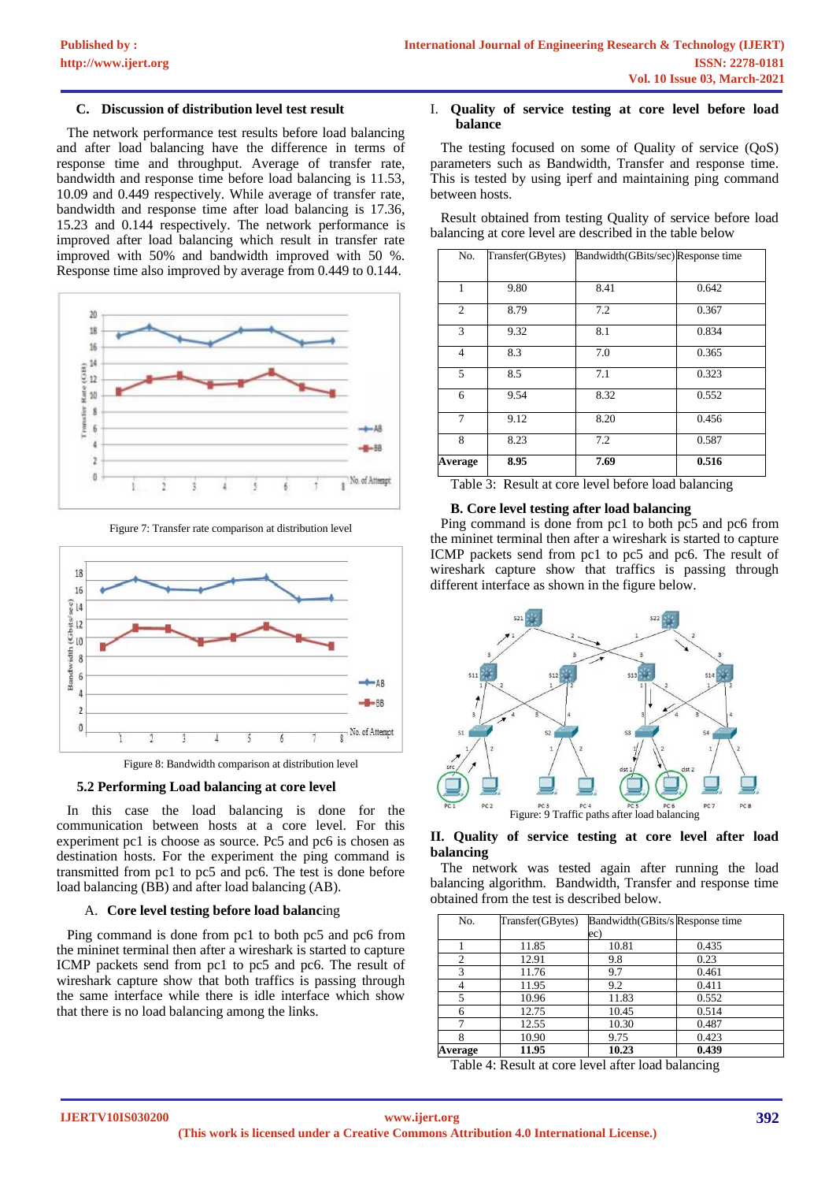### C. Discussion of distribution level test result

The network performance test results before load balancing and after load balancing have the difference in terms of response time and throughput. Average of transfer rate, bandwidth and response time before load balancing is 11.53, 10.09 and 0.449 respectively. While average of transfer rate, bandwidth and response time after load balancing is 17.36, 15.23 and 0.144 respectively. The network performance is improved after load balancing which result in transfer rate improved with 50% and bandwidth improved with 50 %. Response time also improved by average from 0.449 to 0.144.

Figure 7: Transfer rate comparison at distribution level

Figure 8: Bandwidth comparison at distribution level

### 5.2 Performing Load balancing at core level

In this case the load balancing is done for the communication between hosts at a core level. For this experiment pc1 is choose as source. Pc5 and pc6 is chosen as destination hosts. For the experiment the ping command is transmitted from pc1 to pc5 and pc6. The test is done before load balancing (BB) and after load balancing (AB).

#### A. Core level testing before load balancing

Ping command is done from pc1 to both pc5 and pc6 from the mininet terminal then after a wireshark is started to capture ICMP packets send from pc1 to pc5 and pc6. The result of wireshark capture show that both traffics is passing through the same interface while there is idle interface which show that there is no load balancing among the links.

#### I. Quality of service testing at core level before load balance

The testing focused on some of Quality of service (QoS) parameters such as Bandwidth, Transfer and response time. This is tested by using iperf and maintaining ping command between hosts.

Result obtained from testing Quality of service before load balancing at core level are described in the table below

| No. | Transfer(GBytes) | Bandwidth(GBits/sec) | Response time |
|---|---|---|---|
| 1 | 9.80 | 8.41 | 0.642 |
| 2 | 8.79 | 7.2 | 0.367 |
| 3 | 9.32 | 8.1 | 0.834 |
| 4 | 8.3 | 7.0 | 0.365 |
| 5 | 8.5 | 7.1 | 0.323 |
| 6 | 9.54 | 8.32 | 0.552 |
| 7 | 9.12 | 8.20 | 0.456 |
| 8 | 8.23 | 7.2 | 0.587 |
| **Average** | **8.95** | **7.69** | **0.516** |

Table 3: Result at core level before load balancing

#### B. Core level testing after load balancing

Ping command is done from pc1 to both pc5 and pc6 from the mininet terminal then after a wireshark is started to capture ICMP packets send from pc1 to pc5 and pc6. The result of wireshark capture show that traffics is passing through different interface as shown in the figure below.

Figure: 9 Traffic paths after load balancing

#### II. Quality of service testing at core level after load balancing

The network was tested again after running the load balancing algorithm. Bandwidth, Transfer and response time obtained from the test is described below.

| No. | Transfer(GBytes) | Bandwidth(GBits/sec) | Response time |
|---|---|---|---|
| 1 | 11.85 | 10.81 | 0.435 |
| 2 | 12.91 | 9.8 | 0.23 |
| 3 | 11.76 | 9.7 | 0.461 |
| 4 | 11.95 | 9.2 | 0.411 |
| 5 | 10.96 | 11.83 | 0.552 |
| 6 | 12.75 | 10.45 | 0.514 |
| 7 | 12.55 | 10.30 | 0.487 |
| 8 | 10.90 | 9.75 | 0.423 |
| **Average** | **11.95** | **10.23** | **0.439** |

Table 4: Result at core level after load balancing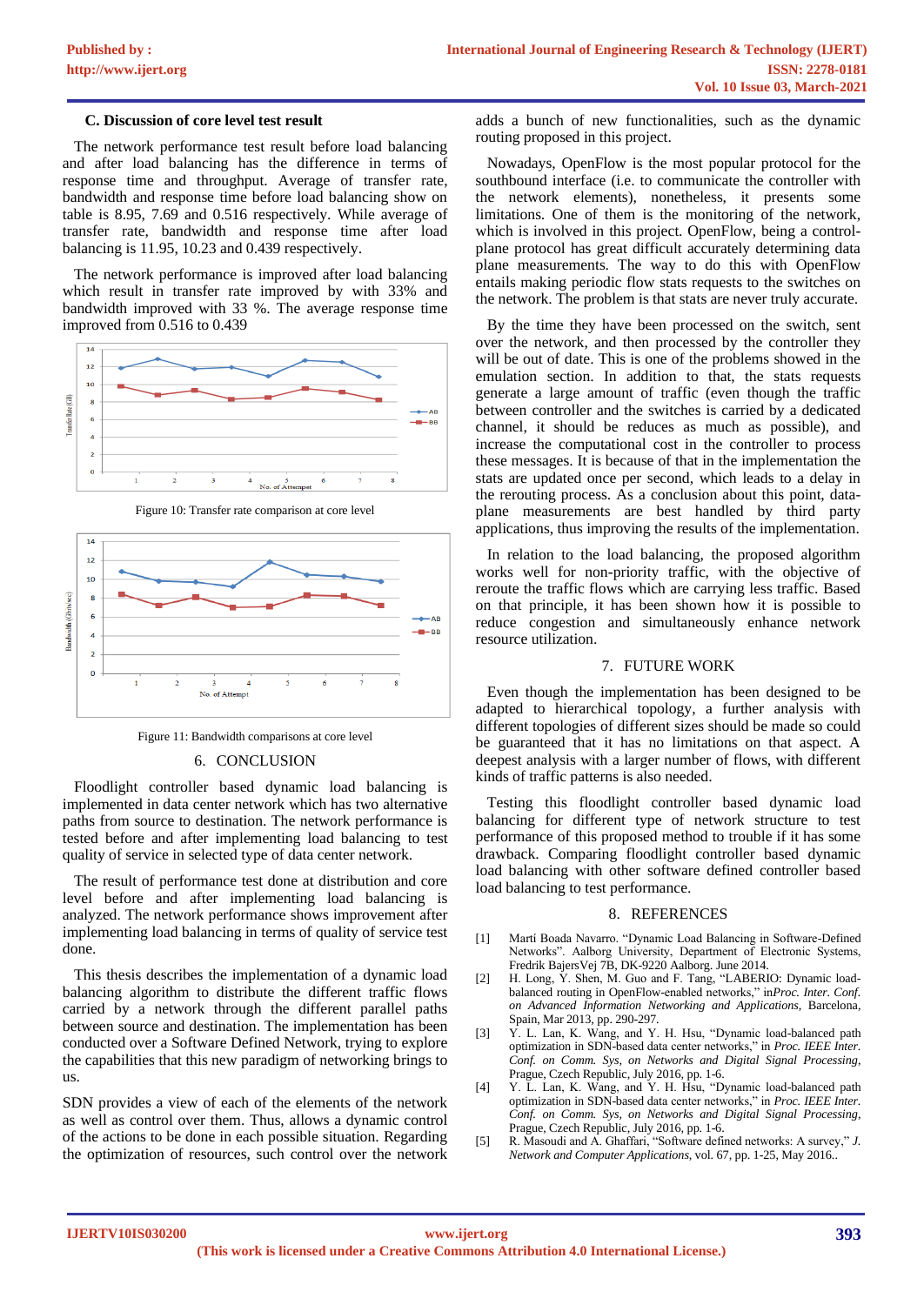### C. Discussion of core level test result

The network performance test result before load balancing and after load balancing has the difference in terms of response time and throughput. Average of transfer rate, bandwidth and response time before load balancing show on table is 8.95, 7.69 and 0.516 respectively. While average of transfer rate, bandwidth and response time after load balancing is 11.95, 10.23 and 0.439 respectively.

The network performance is improved after load balancing which result in transfer rate improved by with 33% and bandwidth improved with 33 %. The average response time improved from 0.516 to 0.439

Figure 10: Transfer rate comparison at core level

Figure 11: Bandwidth comparisons at core level

## 6. CONCLUSION

Floodlight controller based dynamic load balancing is implemented in data center network which has two alternative paths from source to destination. The network performance is tested before and after implementing load balancing to test quality of service in selected type of data center network.

The result of performance test done at distribution and core level before and after implementing load balancing is analyzed. The network performance shows improvement after implementing load balancing in terms of quality of service test done.

This thesis describes the implementation of a dynamic load balancing algorithm to distribute the different traffic flows carried by a network through the different parallel paths between source and destination. The implementation has been conducted over a Software Defined Network, trying to explore the capabilities that this new paradigm of networking brings to us.

SDN provides a view of each of the elements of the network as well as control over them. Thus, allows a dynamic control of the actions to be done in each possible situation. Regarding the optimization of resources, such control over the network adds a bunch of new functionalities, such as the dynamic routing proposed in this project.

Nowadays, OpenFlow is the most popular protocol for the southbound interface (i.e. to communicate the controller with the network elements), nonetheless, it presents some limitations. One of them is the monitoring of the network, which is involved in this project. OpenFlow, being a control-plane protocol has great difficult accurately determining data plane measurements. The way to do this with OpenFlow entails making periodic flow stats requests to the switches on the network. The problem is that stats are never truly accurate.

By the time they have been processed on the switch, sent over the network, and then processed by the controller they will be out of date. This is one of the problems showed in the emulation section. In addition to that, the stats requests generate a large amount of traffic (even though the traffic between controller and the switches is carried by a dedicated channel, it should be reduces as much as possible), and increase the computational cost in the controller to process these messages. It is because of that in the implementation the stats are updated once per second, which leads to a delay in the rerouting process. As a conclusion about this point, data-plane measurements are best handled by third party applications, thus improving the results of the implementation.

In relation to the load balancing, the proposed algorithm works well for non-priority traffic, with the objective of reroute the traffic flows which are carrying less traffic. Based on that principle, it has been shown how it is possible to reduce congestion and simultaneously enhance network resource utilization.

## 7. FUTURE WORK

Even though the implementation has been designed to be adapted to hierarchical topology, a further analysis with different topologies of different sizes should be made so could be guaranteed that it has no limitations on that aspect. A deepest analysis with a larger number of flows, with different kinds of traffic patterns is also needed.

Testing this floodlight controller based dynamic load balancing for different type of network structure to test performance of this proposed method to trouble if it has some drawback. Comparing floodlight controller based dynamic load balancing with other software defined controller based load balancing to test performance.

## 8. REFERENCES

[1] Marti Boada Navarro. "Dynamic Load Balancing in Software-Defined Networks". Aalborg University, Department of Electronic Systems, Fredrik BajersVej 7B, DK-9220 Aalborg. June 2014.

[2] H. Long, Y. Shen, M. Guo and F. Tang, "LABERIO: Dynamic load-balanced routing in OpenFlow-enabled networks," in*Proc. Inter. Conf. on Advanced Information Networking and Applications*, Barcelona, Spain, Mar 2013, pp. 290-297.

[3] Y. L. Lan, K. Wang, and Y. H. Hsu, "Dynamic load-balanced path optimization in SDN-based data center networks," in *Proc. IEEE Inter. Conf. on Comm. Sys, on Networks and Digital Signal Processing*, Prague, Czech Republic, July 2016, pp. 1-6.

[4] Y. L. Lan, K. Wang, and Y. H. Hsu, "Dynamic load-balanced path optimization in SDN-based data center networks," in *Proc. IEEE Inter. Conf. on Comm. Sys, on Networks and Digital Signal Processing*, Prague, Czech Republic, July 2016, pp. 1-6.

[5] R. Masoudi and A. Ghaffari, "Software defined networks: A survey," *J. Network and Computer Applications*, vol. 67, pp. 1-25, May 2016..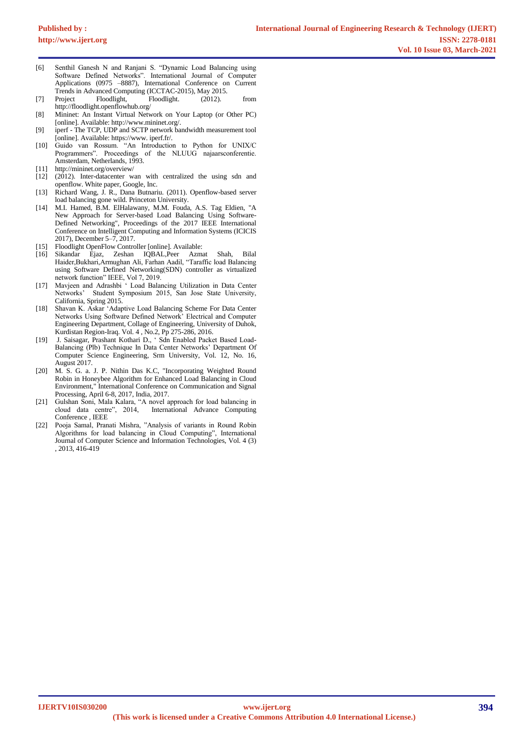[6] Senthil Ganesh N and Ranjani S. "Dynamic Load Balancing using Software Defined Networks". International Journal of Computer Applications (0975 –8887), International Conference on Current Trends in Advanced Computing (ICCTAC-2015), May 2015.

[7] Project Floodlight, Floodlight. (2012). from http://floodlight.openflowhub.org/

[8] Mininet: An Instant Virtual Network on Your Laptop (or Other PC) [online]. Available: http://www.mininet.org/.

[9] iperf - The TCP, UDP and SCTP network bandwidth measurement tool [online]. Available: https://www. iperf.fr/.

[10] Guido van Rossum. "An Introduction to Python for UNIX/C Programmers". Proceedings of the NLUUG najaarsconferentie. Amsterdam, Netherlands, 1993.

[11] http://mininet.org/overview/

[12] (2012). Inter-datacenter wan with centralized the using sdn and openflow. White paper, Google, Inc.

[13] Richard Wang, J. R., Dana Butnariu. (2011). Openflow-based server load balancing gone wild. Princeton University.

[14] M.I. Hamed, B.M. ElHalawany, M.M. Fouda, A.S. Tag Eldien, "A New Approach for Server-based Load Balancing Using Software-Defined Networking", Proceedings of the 2017 IEEE International Conference on Intelligent Computing and Information Systems (ICICIS 2017), December 5–7, 2017.

[15] Floodlight OpenFlow Controller [online]. Available:

[16] Sikandar Ejaz, Zeshan IQBAL,Peer Azmat Shah, Bilal Haider,Bukhari,Armughan Ali, Farhan Aadil, "Taraffic load Balancing using Software Defined Networking(SDN) controller as virtualized network function" IEEE, Vol 7, 2019.

[17] Mavjeen and Adrashbi ' Load Balancing Utilization in Data Center Networks' Student Symposium 2015, San Jose State University, California, Spring 2015.

[18] Shavan K. Askar 'Adaptive Load Balancing Scheme For Data Center Networks Using Software Defined Network' Electrical and Computer Engineering Department, Collage of Engineering, University of Duhok, Kurdistan Region-Iraq. Vol. 4 , No.2, Pp 275-286, 2016.

[19] J. Saisagar, Prashant Kothari D., ' Sdn Enabled Packet Based Load-Balancing (Plb) Technique In Data Center Networks' Department Of Computer Science Engineering, Srm University, Vol. 12, No. 16, August 2017.

[20] M. S. G. a. J. P. Nithin Das K.C, "Incorporating Weighted Round Robin in Honeybee Algorithm for Enhanced Load Balancing in Cloud Environment," International Conference on Communication and Signal Processing, April 6-8, 2017, India, 2017.

[21] Gulshan Soni, Mala Kalara, "A novel approach for load balancing in cloud data centre", 2014, International Advance Computing Conference , IEEE

[22] Pooja Samal, Pranati Mishra, "Analysis of variants in Round Robin Algorithms for load balancing in Cloud Computing", International Journal of Computer Science and Information Technologies, Vol. 4 (3) , 2013, 416-419